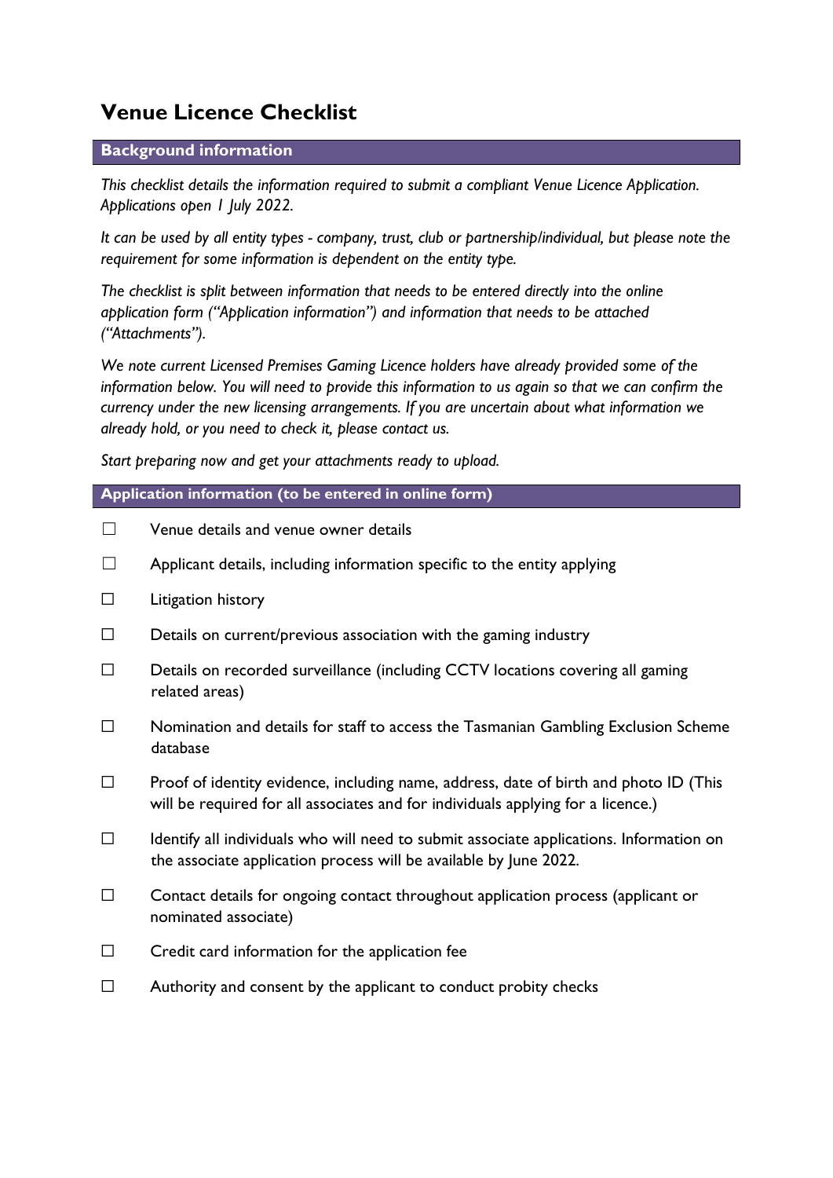# Venue Licence Checklist

## Background information

*This checklist details the information required to submit a compliant Venue Licence Application. Applications open 1 July 2022.*

*It can be used by all entity types - company, trust, club or partnership/individual, but please note the requirement for some information is dependent on the entity type.*

*The checklist is split between information that needs to be entered directly into the online application form ("Application information") and information that needs to be attached ("Attachments").*

*We note current Licensed Premises Gaming Licence holders have already provided some of the information below. You will need to provide this information to us again so that we can confirm the currency under the new licensing arrangements. If you are uncertain about what information we already hold, or you need to check it, please contact us.*

*Start preparing now and get your attachments ready to upload.*

## Application information (to be entered in online form)

- ☐ Venue details and venue owner details
- ☐ Applicant details, including information specific to the entity applying
- ☐ Litigation history
- ☐ Details on current/previous association with the gaming industry
- ☐ Details on recorded surveillance (including CCTV locations covering all gaming related areas)
- ☐ Nomination and details for staff to access the Tasmanian Gambling Exclusion Scheme database
- ☐ Proof of identity evidence, including name, address, date of birth and photo ID (This will be required for all associates and for individuals applying for a licence.)
- ☐ Identify all individuals who will need to submit associate applications. Information on the associate application process will be available by June 2022.
- ☐ Contact details for ongoing contact throughout application process (applicant or nominated associate)
- ☐ Credit card information for the application fee
- ☐ Authority and consent by the applicant to conduct probity checks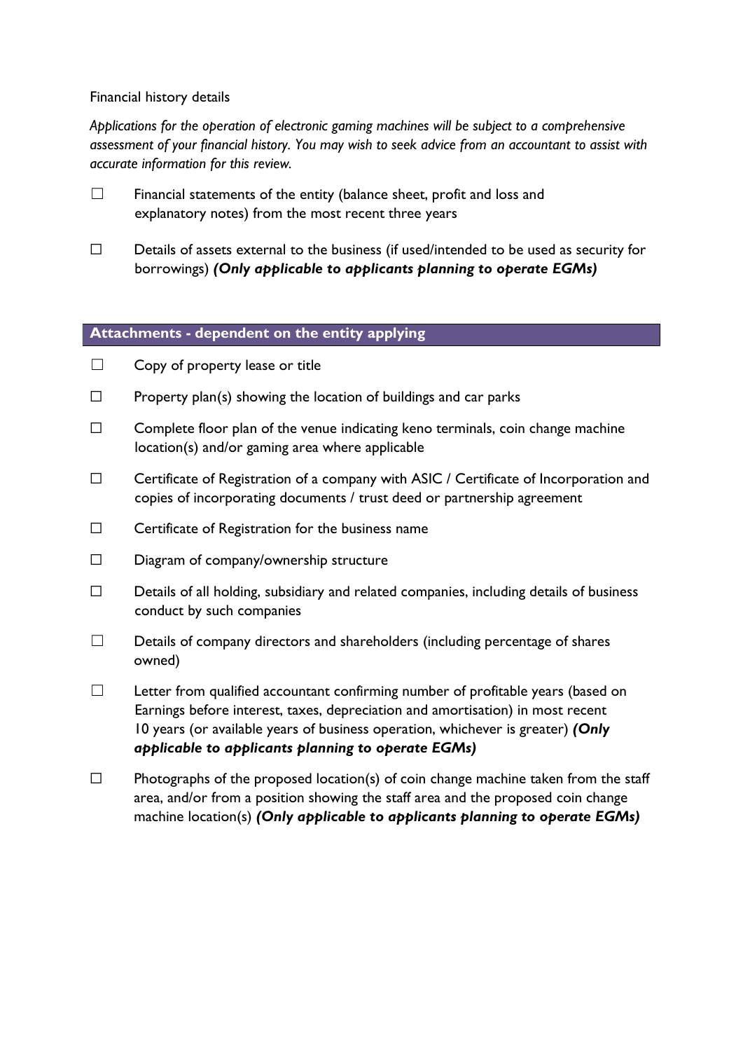Financial history details

*Applications for the operation of electronic gaming machines will be subject to a comprehensive assessment of your financial history. You may wish to seek advice from an accountant to assist with accurate information for this review.*

- ☐ Financial statements of the entity (balance sheet, profit and loss and explanatory notes) from the most recent three years
- ☐ Details of assets external to the business (if used/intended to be used as security for borrowings) ***(Only applicable to applicants planning to operate EGMs)***

## Attachments - dependent on the entity applying

- ☐ Copy of property lease or title
- ☐ Property plan(s) showing the location of buildings and car parks
- ☐ Complete floor plan of the venue indicating keno terminals, coin change machine location(s) and/or gaming area where applicable
- ☐ Certificate of Registration of a company with ASIC / Certificate of Incorporation and copies of incorporating documents / trust deed or partnership agreement
- ☐ Certificate of Registration for the business name
- ☐ Diagram of company/ownership structure
- ☐ Details of all holding, subsidiary and related companies, including details of business conduct by such companies
- ☐ Details of company directors and shareholders (including percentage of shares owned)
- ☐ Letter from qualified accountant confirming number of profitable years (based on Earnings before interest, taxes, depreciation and amortisation) in most recent 10 years (or available years of business operation, whichever is greater) ***(Only applicable to applicants planning to operate EGMs)***
- ☐ Photographs of the proposed location(s) of coin change machine taken from the staff area, and/or from a position showing the staff area and the proposed coin change machine location(s) ***(Only applicable to applicants planning to operate EGMs)***